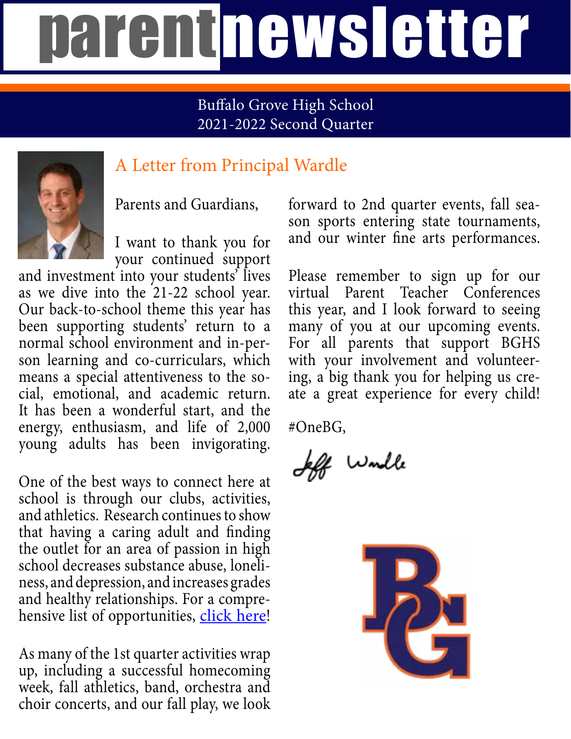# parentnewsletter

Buffalo Grove High School
2021-2022 Second Quarter

## A Letter from Principal Wardle

Parents and Guardians,

I want to thank you for your continued support and investment into your students' lives as we dive into the 21-22 school year. Our back-to-school theme this year has been supporting students' return to a normal school environment and in-person learning and co-curriculars, which means a special attentiveness to the social, emotional, and academic return. It has been a wonderful start, and the energy, enthusiasm, and life of 2,000 young adults has been invigorating.

One of the best ways to connect here at school is through our clubs, activities, and athletics. Research continues to show that having a caring adult and finding the outlet for an area of passion in high school decreases substance abuse, loneliness, and depression, and increases grades and healthy relationships. For a comprehensive list of opportunities, click here!

As many of the 1st quarter activities wrap up, including a successful homecoming week, fall athletics, band, orchestra and choir concerts, and our fall play, we look forward to 2nd quarter events, fall season sports entering state tournaments, and our winter fine arts performances.

Please remember to sign up for our virtual Parent Teacher Conferences this year, and I look forward to seeing many of you at our upcoming events. For all parents that support BGHS with your involvement and volunteering, a big thank you for helping us create a great experience for every child!

#OneBG,

Jeff Wardle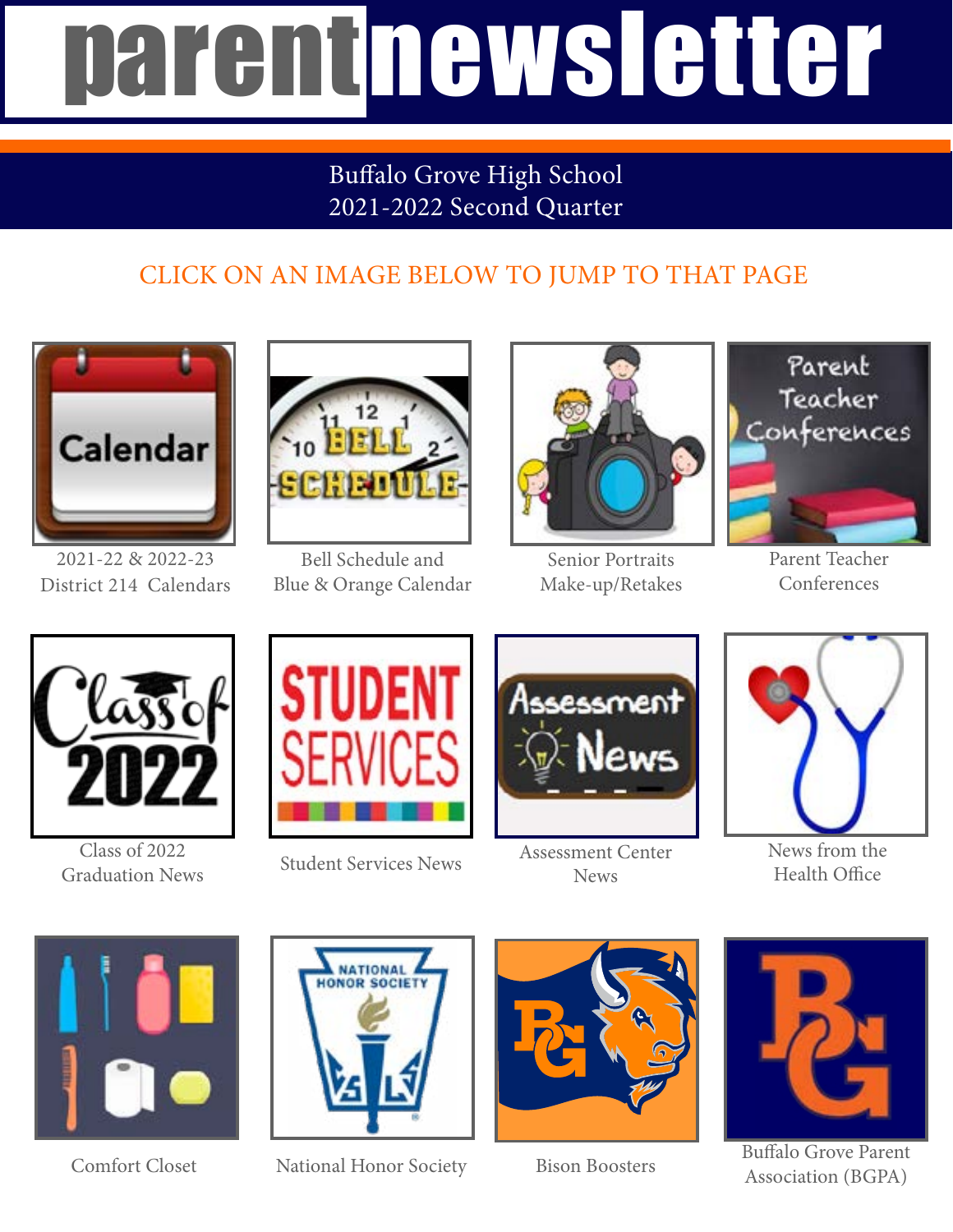# parentnewsletter

Buffalo Grove High School
2021-2022 Second Quarter

CLICK ON AN IMAGE BELOW TO JUMP TO THAT PAGE

2021-22 & 2022-23 District 214 Calendars

Bell Schedule and Blue & Orange Calendar

Senior Portraits Make-up/Retakes

Parent Teacher Conferences

Class of 2022 Graduation News

Student Services News

Assessment Center News

News from the Health Office

Comfort Closet

National Honor Society

Bison Boosters

Buffalo Grove Parent Association (BGPA)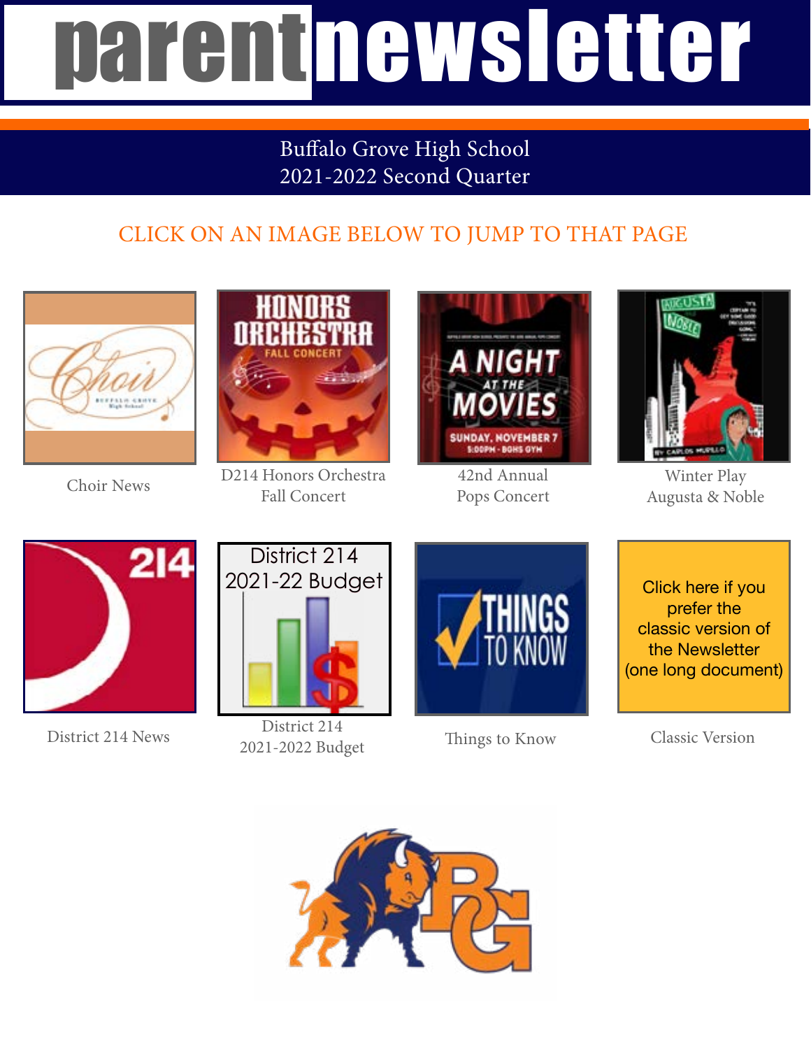# parentnewsletter

Buffalo Grove High School
2021-2022 Second Quarter

CLICK ON AN IMAGE BELOW TO JUMP TO THAT PAGE

Choir News

D214 Honors Orchestra Fall Concert

42nd Annual Pops Concert

Winter Play Augusta & Noble

District 214 News

District 214 2021-2022 Budget

Things to Know

Click here if you prefer the classic version of the Newsletter (one long document)

Classic Version